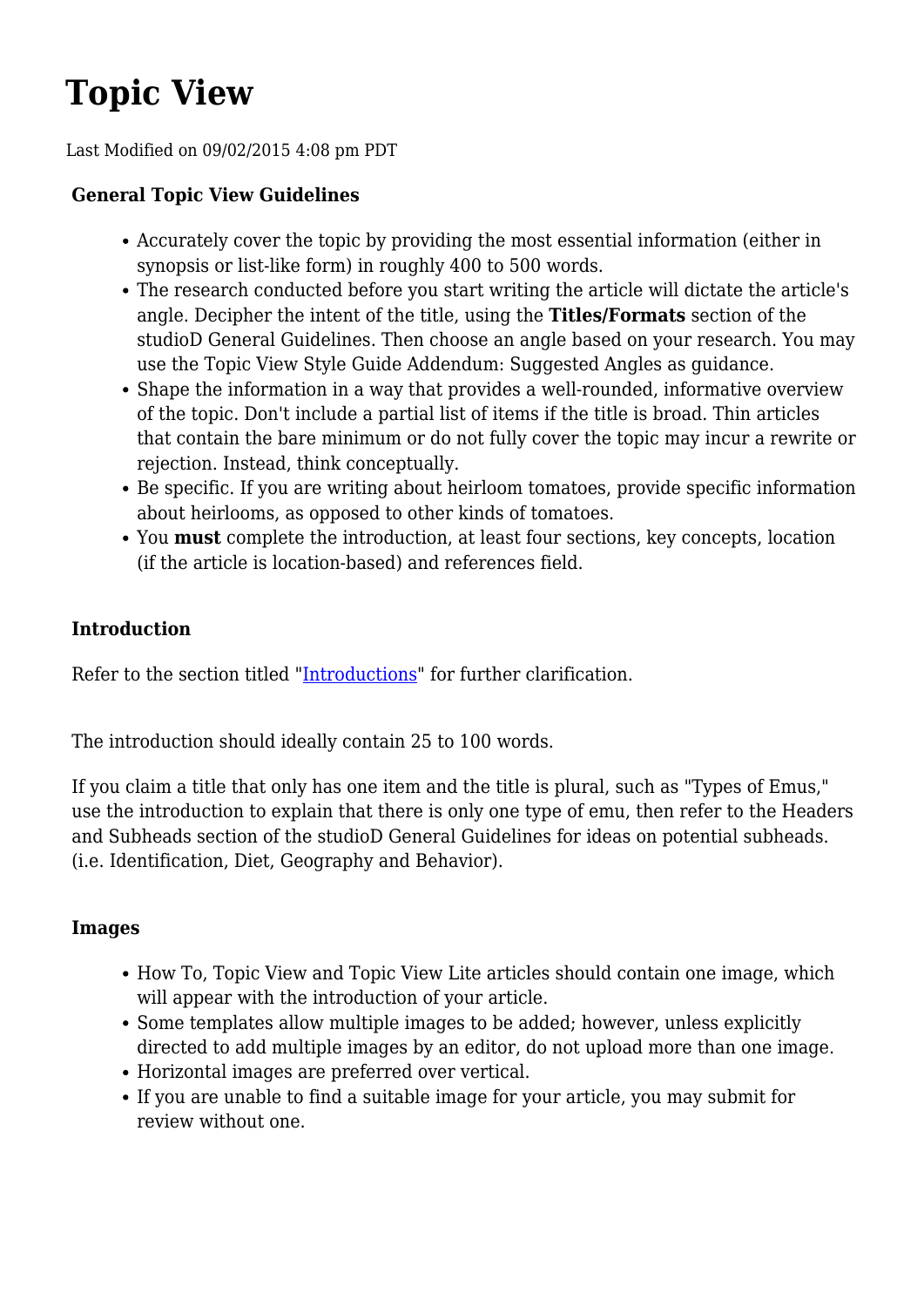# Topic View

Last Modified on 09/02/2015 4:08 pm PDT

**General Topic View Guidelines**

- Accurately cover the topic by providing the most essential information (either in synopsis or list-like form) in roughly 400 to 500 words.
- The research conducted before you start writing the article will dictate the article's angle. Decipher the intent of the title, using the **Titles/Formats** section of the studioD General Guidelines. Then choose an angle based on your research. You may use the Topic View Style Guide Addendum: Suggested Angles as guidance.
- Shape the information in a way that provides a well-rounded, informative overview of the topic. Don't include a partial list of items if the title is broad. Thin articles that contain the bare minimum or do not fully cover the topic may incur a rewrite or rejection. Instead, think conceptually.
- Be specific. If you are writing about heirloom tomatoes, provide specific information about heirlooms, as opposed to other kinds of tomatoes.
- You **must** complete the introduction, at least four sections, key concepts, location (if the article is location-based) and references field.

**Introduction**

Refer to the section titled "Introductions" for further clarification.

The introduction should ideally contain 25 to 100 words.

If you claim a title that only has one item and the title is plural, such as "Types of Emus," use the introduction to explain that there is only one type of emu, then refer to the Headers and Subheads section of the studioD General Guidelines for ideas on potential subheads. (i.e. Identification, Diet, Geography and Behavior).

**Images**

- How To, Topic View and Topic View Lite articles should contain one image, which will appear with the introduction of your article.
- Some templates allow multiple images to be added; however, unless explicitly directed to add multiple images by an editor, do not upload more than one image.
- Horizontal images are preferred over vertical.
- If you are unable to find a suitable image for your article, you may submit for review without one.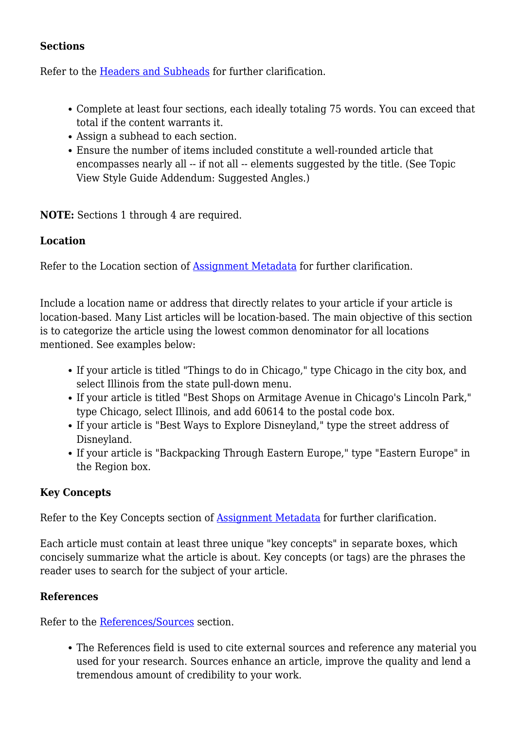**Sections**

Refer to the [Headers and Subheads]() for further clarification.

- Complete at least four sections, each ideally totaling 75 words. You can exceed that total if the content warrants it.
- Assign a subhead to each section.
- Ensure the number of items included constitute a well-rounded article that encompasses nearly all -- if not all -- elements suggested by the title. (See Topic View Style Guide Addendum: Suggested Angles.)

**NOTE:** Sections 1 through 4 are required.

**Location**

Refer to the Location section of [Assignment Metadata]() for further clarification.

Include a location name or address that directly relates to your article if your article is location-based. Many List articles will be location-based. The main objective of this section is to categorize the article using the lowest common denominator for all locations mentioned. See examples below:

- If your article is titled "Things to do in Chicago," type Chicago in the city box, and select Illinois from the state pull-down menu.
- If your article is titled "Best Shops on Armitage Avenue in Chicago's Lincoln Park," type Chicago, select Illinois, and add 60614 to the postal code box.
- If your article is "Best Ways to Explore Disneyland," type the street address of Disneyland.
- If your article is "Backpacking Through Eastern Europe," type "Eastern Europe" in the Region box.

**Key Concepts**

Refer to the Key Concepts section of [Assignment Metadata]() for further clarification.

Each article must contain at least three unique "key concepts" in separate boxes, which concisely summarize what the article is about. Key concepts (or tags) are the phrases the reader uses to search for the subject of your article.

**References**

Refer to the [References/Sources]() section.

- The References field is used to cite external sources and reference any material you used for your research. Sources enhance an article, improve the quality and lend a tremendous amount of credibility to your work.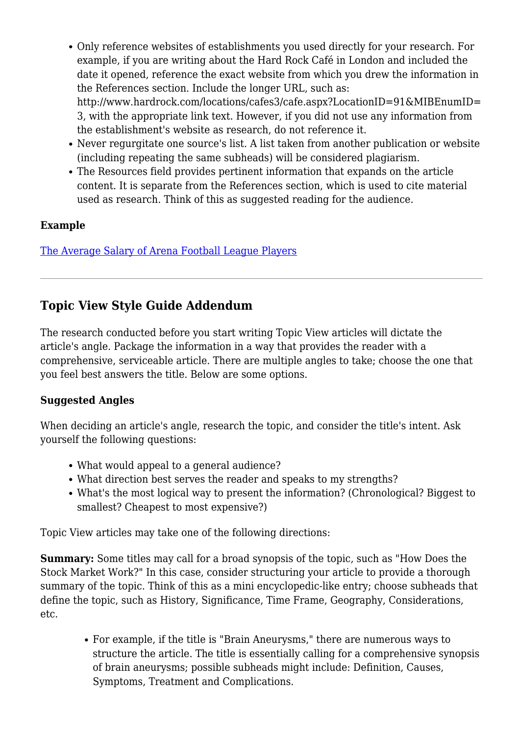- Only reference websites of establishments you used directly for your research. For example, if you are writing about the Hard Rock Café in London and included the date it opened, reference the exact website from which you drew the information in the References section. Include the longer URL, such as: http://www.hardrock.com/locations/cafes3/cafe.aspx?LocationID=91&MIBEnumID=3, with the appropriate link text. However, if you did not use any information from the establishment's website as research, do not reference it.
- Never regurgitate one source's list. A list taken from another publication or website (including repeating the same subheads) will be considered plagiarism.
- The Resources field provides pertinent information that expands on the article content. It is separate from the References section, which is used to cite material used as research. Think of this as suggested reading for the audience.

**Example**

The Average Salary of Arena Football League Players

---

## Topic View Style Guide Addendum

The research conducted before you start writing Topic View articles will dictate the article's angle. Package the information in a way that provides the reader with a comprehensive, serviceable article. There are multiple angles to take; choose the one that you feel best answers the title. Below are some options.

**Suggested Angles**

When deciding an article's angle, research the topic, and consider the title's intent. Ask yourself the following questions:

- What would appeal to a general audience?
- What direction best serves the reader and speaks to my strengths?
- What's the most logical way to present the information? (Chronological? Biggest to smallest? Cheapest to most expensive?)

Topic View articles may take one of the following directions:

**Summary:** Some titles may call for a broad synopsis of the topic, such as "How Does the Stock Market Work?" In this case, consider structuring your article to provide a thorough summary of the topic. Think of this as a mini encyclopedic-like entry; choose subheads that define the topic, such as History, Significance, Time Frame, Geography, Considerations, etc.

- For example, if the title is "Brain Aneurysms," there are numerous ways to structure the article. The title is essentially calling for a comprehensive synopsis of brain aneurysms; possible subheads might include: Definition, Causes, Symptoms, Treatment and Complications.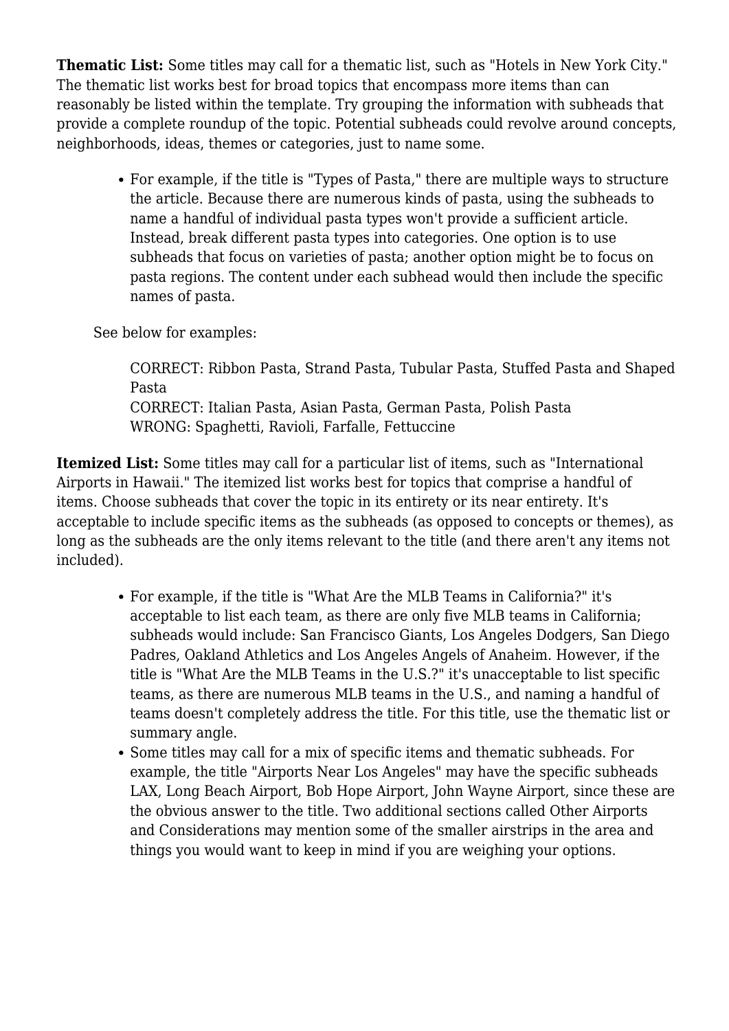**Thematic List:** Some titles may call for a thematic list, such as "Hotels in New York City." The thematic list works best for broad topics that encompass more items than can reasonably be listed within the template. Try grouping the information with subheads that provide a complete roundup of the topic. Potential subheads could revolve around concepts, neighborhoods, ideas, themes or categories, just to name some.

- For example, if the title is "Types of Pasta," there are multiple ways to structure the article. Because there are numerous kinds of pasta, using the subheads to name a handful of individual pasta types won't provide a sufficient article. Instead, break different pasta types into categories. One option is to use subheads that focus on varieties of pasta; another option might be to focus on pasta regions. The content under each subhead would then include the specific names of pasta.

See below for examples:

> CORRECT: Ribbon Pasta, Strand Pasta, Tubular Pasta, Stuffed Pasta and Shaped Pasta
> CORRECT: Italian Pasta, Asian Pasta, German Pasta, Polish Pasta
> WRONG: Spaghetti, Ravioli, Farfalle, Fettuccine

**Itemized List:** Some titles may call for a particular list of items, such as "International Airports in Hawaii." The itemized list works best for topics that comprise a handful of items. Choose subheads that cover the topic in its entirety or its near entirety. It's acceptable to include specific items as the subheads (as opposed to concepts or themes), as long as the subheads are the only items relevant to the title (and there aren't any items not included).

- For example, if the title is "What Are the MLB Teams in California?" it's acceptable to list each team, as there are only five MLB teams in California; subheads would include: San Francisco Giants, Los Angeles Dodgers, San Diego Padres, Oakland Athletics and Los Angeles Angels of Anaheim. However, if the title is "What Are the MLB Teams in the U.S.?" it's unacceptable to list specific teams, as there are numerous MLB teams in the U.S., and naming a handful of teams doesn't completely address the title. For this title, use the thematic list or summary angle.
- Some titles may call for a mix of specific items and thematic subheads. For example, the title "Airports Near Los Angeles" may have the specific subheads LAX, Long Beach Airport, Bob Hope Airport, John Wayne Airport, since these are the obvious answer to the title. Two additional sections called Other Airports and Considerations may mention some of the smaller airstrips in the area and things you would want to keep in mind if you are weighing your options.